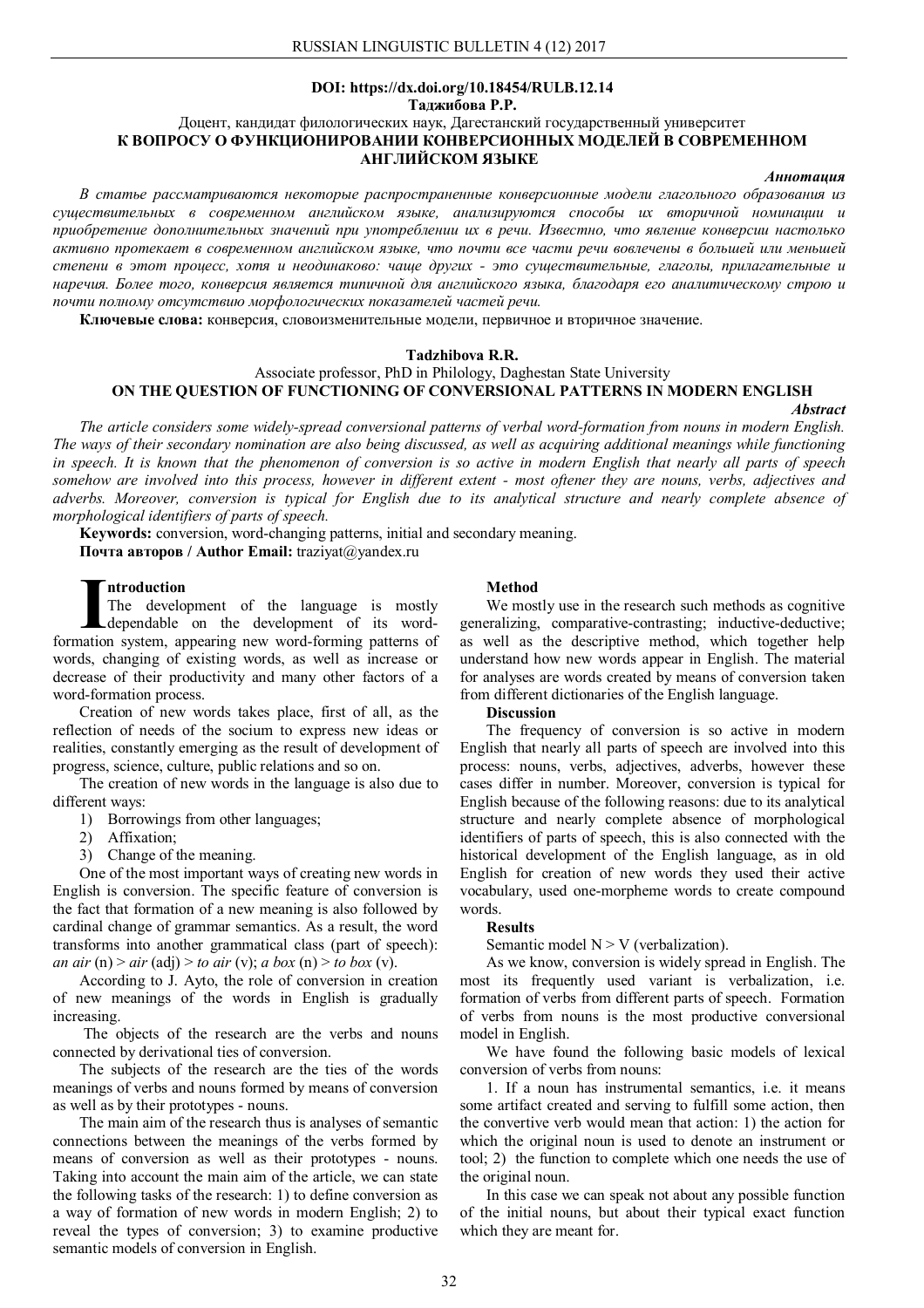**DOI: https://dx.doi.org/10.18454/RULB.12.14**

**Таджибова Р.Р.**

Доцент, кандидат филологических наук, Дагестанский государственный университет

# К ВОПРОСУ О ФУНКЦИОНИРОВАНИИ КОНВЕРСИОННЫХ МОДЕЛЕЙ В СОВРЕМЕННОМ АНГЛИЙСКОМ ЯЗЫКЕ

***Аннотация***

*В статье рассматриваются некоторые распространенные конверсионные модели глагольного образования из существительных в современном английском языке, анализируются способы их вторичной номинации и приобретение дополнительных значений при употреблении их в речи. Известно, что явление конверсии настолько активно протекает в современном английском языке, что почти все части речи вовлечены в большей или меньшей степени в этот процесс, хотя и неодинаково: чаще других - это существительные, глаголы, прилагательные и наречия. Более того, конверсия является типичной для английского языка, благодаря его аналитическому строю и почти полному отсутствию морфологических показателей частей речи.*

**Ключевые слова:** конверсия, словоизменительные модели, первичное и вторичное значение.

**Tadzhibova R.R.**

Associate professor, PhD in Philology, Daghestan State University

# ON THE QUESTION OF FUNCTIONING OF CONVERSIONAL PATTERNS IN MODERN ENGLISH

***Abstract***

*The article considers some widely-spread conversional patterns of verbal word-formation from nouns in modern English. The ways of their secondary nomination are also being discussed, as well as acquiring additional meanings while functioning in speech. It is known that the phenomenon of conversion is so active in modern English that nearly all parts of speech somehow are involved into this process, however in different extent - most oftener they are nouns, verbs, adjectives and adverbs. Moreover, conversion is typical for English due to its analytical structure and nearly complete absence of morphological identifiers of parts of speech.*

**Keywords:** conversion, word-changing patterns, initial and secondary meaning.

**Почта авторов / Author Email:** traziyat@yandex.ru

## Introduction

The development of the language is mostly dependable on the development of its word-formation system, appearing new word-forming patterns of words, changing of existing words, as well as increase or decrease of their productivity and many other factors of a word-formation process.

Creation of new words takes place, first of all, as the reflection of needs of the socium to express new ideas or realities, constantly emerging as the result of development of progress, science, culture, public relations and so on.

The creation of new words in the language is also due to different ways:

1) Borrowings from other languages;
2) Affixation;
3) Change of the meaning.

One of the most important ways of creating new words in English is conversion. The specific feature of conversion is the fact that formation of a new meaning is also followed by cardinal change of grammar semantics. As a result, the word transforms into another grammatical class (part of speech): *an air* (n) > *air* (adj) > *to air* (v); *a box* (n) > *to box* (v).

According to J. Ayto, the role of conversion in creation of new meanings of the words in English is gradually increasing.

The objects of the research are the verbs and nouns connected by derivational ties of conversion.

The subjects of the research are the ties of the words meanings of verbs and nouns formed by means of conversion as well as by their prototypes - nouns.

The main aim of the research thus is analyses of semantic connections between the meanings of the verbs formed by means of conversion as well aim of their prototypes - nouns. Taking into account the main aim of the article, we can state the following tasks of the research: 1) to define conversion as a way of formation of new words in modern English; 2) to reveal the types of conversion; 3) to examine productive semantic models of conversion in English.

## Method

We mostly use in the research such methods as cognitive generalizing, comparative-contrasting; inductive-deductive; as well as the descriptive method, which together help understand how new words appear in English. The material for analyses are words created by means of conversion taken from different dictionaries of the English language.

## Discussion

The frequency of conversion is so active in modern English that nearly all parts of speech are involved into this process: nouns, verbs, adjectives, adverbs, however these cases differ in number. Moreover, conversion is typical for English because of the following reasons: due to its analytical structure and nearly complete absence of morphological identifiers of parts of speech, this is also connected with the historical development of the English language, as in old English for creation of new words they used their active vocabulary, used one-morpheme words to create compound words.

## Results

Semantic model N > V (verbalization).

As we know, conversion is widely spread in English. The most its frequently used variant is verbalization, i.e. formation of verbs from different parts of speech. Formation of verbs from nouns is the most productive conversional model in English.

We have found the following basic models of lexical conversion of verbs from nouns:

1. If a noun has instrumental semantics, i.e. it means some artifact created and serving to fulfill some action, then the convertive verb would mean that action: 1) the action for which the original noun is used to denote an instrument or tool; 2) the function to complete which one needs the use of the original noun.

In this case we can speak not about any possible function of the initial nouns, but about their typical exact function which they are meant for.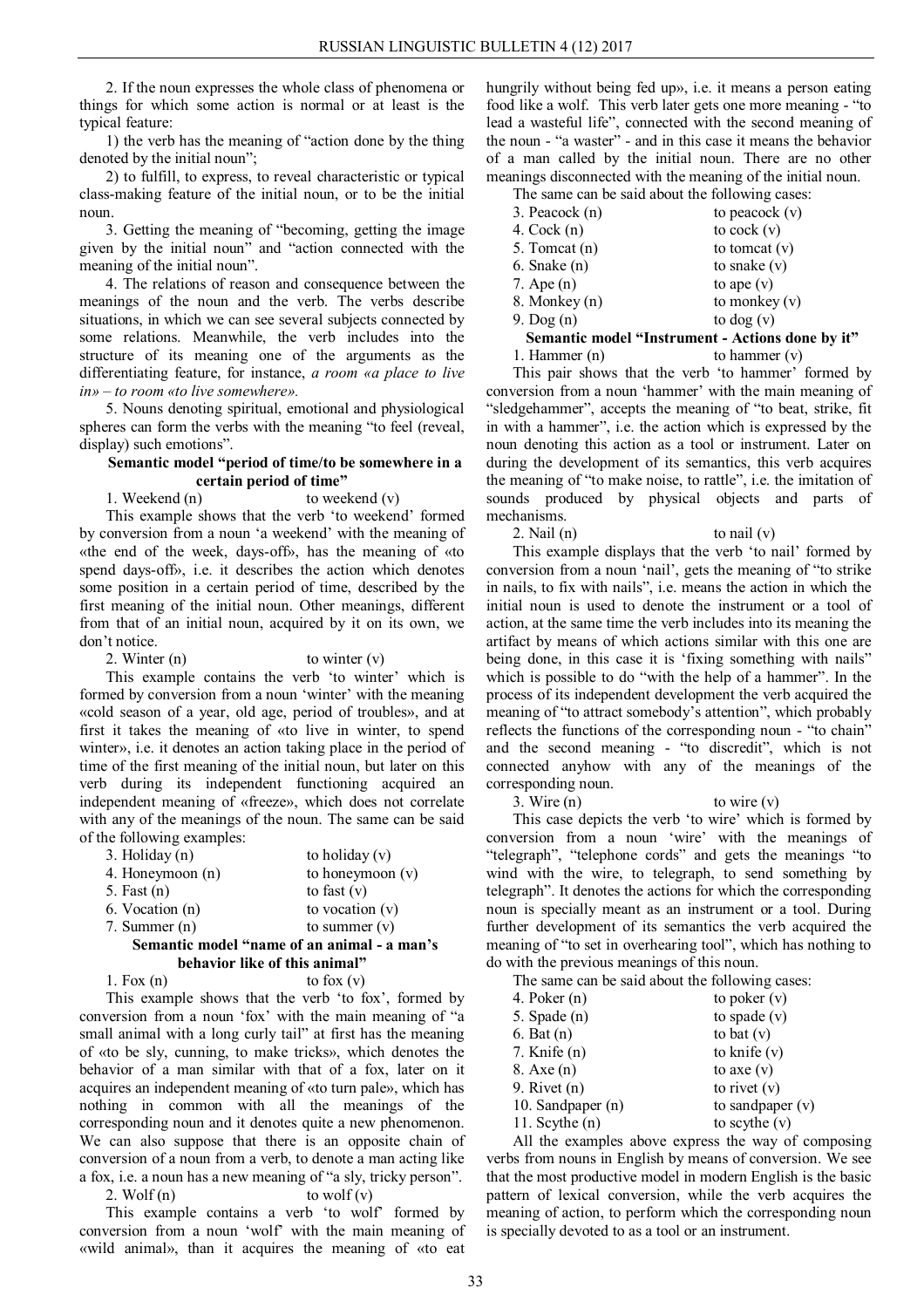2. If the noun expresses the whole class of phenomena or things for which some action is normal or at least is the typical feature:

1) the verb has the meaning of "action done by the thing denoted by the initial noun";

2) to fulfill, to express, to reveal characteristic or typical class-making feature of the initial noun, or to be the initial noun.

3. Getting the meaning of "becoming, getting the image given by the initial noun" and "action connected with the meaning of the initial noun".

4. The relations of reason and consequence between the meanings of the noun and the verb. The verbs describe situations, in which we can see several subjects connected by some relations. Meanwhile, the verb includes into the structure of its meaning one of the arguments as the differentiating feature, for instance, *a room «a place to live in» – to room «to live somewhere»*.

5. Nouns denoting spiritual, emotional and physiological spheres can form the verbs with the meaning "to feel (reveal, display) such emotions".

**Semantic model "period of time/to be somewhere in a certain period of time"**

1. Weekend (n) to weekend (v)

This example shows that the verb 'to weekend' formed by conversion from a noun 'a weekend' with the meaning of «the end of the week, days-off», has the meaning of «to spend days-off», i.e. it describes the action which denotes some position in a certain period of time, described by the first meaning of the initial noun. Other meanings, different from that of an initial noun, acquired by it on its own, we don't notice.

2. Winter (n) to winter (v)

This example contains the verb 'to winter' which is formed by conversion from a noun 'winter' with the meaning «cold season of a year, old age, period of troubles», and at first it takes the meaning of «to live in winter, to spend winter», i.e. it denotes an action taking place in the period of time of the first meaning of the initial noun, but later on this verb during its independent functioning acquired an independent meaning of «freeze», which does not correlate with any of the meanings of the noun. The same can be said of the following examples:

3. Holiday (n) to holiday (v)
4. Honeymoon (n) to honeymoon (v)
5. Fast (n) to fast (v)
6. Vocation (n) to vocation (v)
7. Summer (n) to summer (v)

**Semantic model "name of an animal - a man's behavior like of this animal"**

1. Fox (n) to fox (v)

This example shows that the verb 'to fox', formed by conversion from a noun 'fox' with the main meaning of "a small animal with a long curly tail" at first has the meaning of «to be sly, cunning, to make tricks», which denotes the behavior of a man similar with that of a fox, later on it acquires an independent meaning of «to turn pale», which has nothing in common with all the meanings of the corresponding noun and it denotes quite a new phenomenon. We can also suppose that there is an opposite chain of conversion of a noun from a verb, to denote a man acting like a fox, i.e. a noun has a new meaning of "a sly, tricky person".

2. Wolf (n) to wolf (v)

This example contains a verb 'to wolf' formed by conversion from a noun 'wolf' with the main meaning of «wild animal», than it acquires the meaning of «to eat hungrily without being fed up», i.e. it means a person eating food like a wolf. This verb later gets one more meaning - "to lead a wasteful life", connected with the second meaning of the noun - "a waster" - and in this case it means the behavior of a man called by the initial noun. There are no other meanings disconnected with the meaning of the initial noun.

The same can be said about the following cases:

3. Peacock (n) to peacock (v)
4. Cock (n) to cock (v)
5. Tomcat (n) to tomcat (v)
6. Snake (n) to snake (v)
7. Ape (n) to ape (v)
8. Monkey (n) to monkey (v)
9. Dog (n) to dog (v)

**Semantic model "Instrument - Actions done by it"**

1. Hammer (n) to hammer (v)

This pair shows that the verb 'to hammer' formed by conversion from a noun 'hammer' with the main meaning of "sledgehammer", accepts the meaning of "to beat, strike, fit in with a hammer", i.e. the action which is expressed by the noun denoting this action as a tool or instrument. Later on during the development of its semantics, this verb acquires the meaning of "to make noise, to rattle", i.e. the imitation of sounds produced by physical objects and parts of mechanisms.

2. Nail (n) to nail (v)

This example displays that the verb 'to nail' formed by conversion from a noun 'nail', gets the meaning of "to strike in nails, to fix with nails", i.e. means the action in which the initial noun is used to denote the instrument or a tool of action, at the same time the verb includes into its meaning the artifact by means of which actions similar with this one are being done, in this case it is 'fixing something with nails" which is possible to do "with the help of a hammer". In the process of its independent development the verb acquired the meaning of "to attract somebody's attention", which probably reflects the functions of the corresponding noun - "to chain" and the second meaning - "to discredit", which is not connected anyhow with any of the meanings of the corresponding noun.

3. Wire (n) to wire (v)

This case depicts the verb 'to wire' which is formed by conversion from a noun 'wire' with the meanings of "telegraph", "telephone cords" and gets the meanings "to wind with the wire, to telegraph, to send something by telegraph". It denotes the actions for which the corresponding noun is specially meant as an instrument or a tool. During further development of its semantics the verb acquired the meaning of "to set in overhearing tool", which has nothing to do with the previous meanings of this noun.

The same can be said about the following cases:

4. Poker (n) to poker (v)
5. Spade (n) to spade (v)
6. Bat (n) to bat (v)
7. Knife (n) to knife (v)
8. Axe (n) to axe (v)
9. Rivet (n) to rivet (v)
10. Sandpaper (n) to sandpaper (v)
11. Scythe (n) to scythe (v)

All the examples above express the way of composing verbs from nouns in English by means of conversion. We see that the most productive model in modern English is the basic pattern of lexical conversion, while the verb acquires the meaning of action, to perform which the corresponding noun is specially devoted to as a tool or an instrument.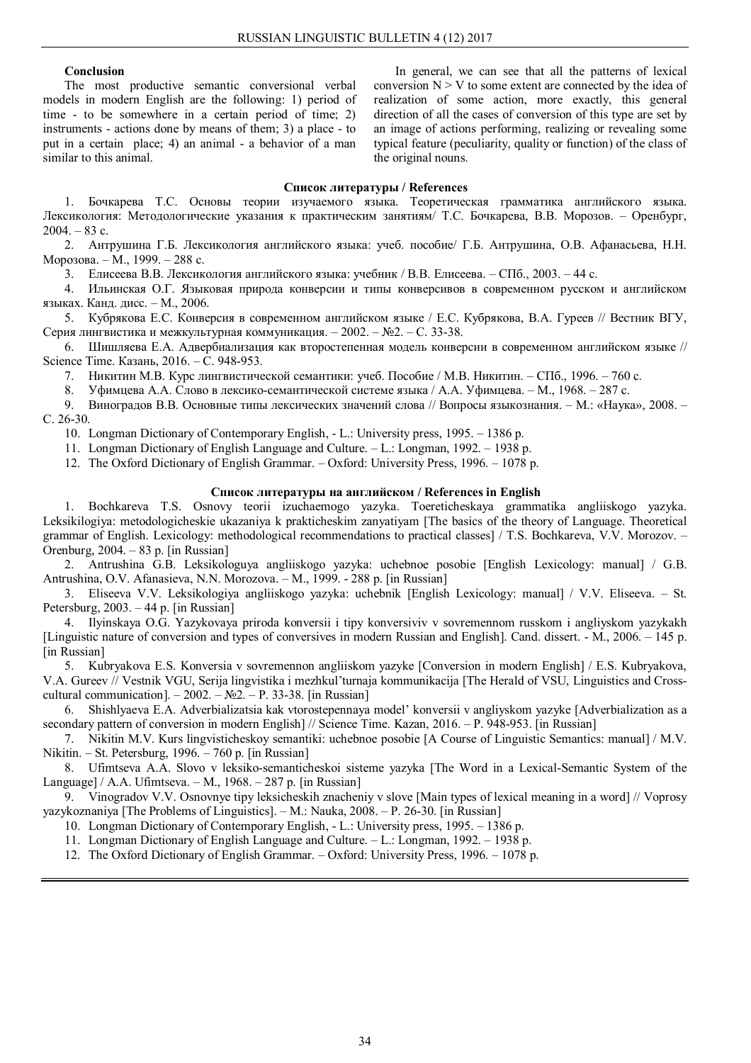### Conclusion

The most productive semantic conversional verbal models in modern English are the following: 1) period of time - to be somewhere in a certain period of time; 2) instruments - actions done by means of them; 3) a place - to put in a certain place; 4) an animal - a behavior of a man similar to this animal.

In general, we can see that all the patterns of lexical conversion N > V to some extent are connected by the idea of realization of some action, more exactly, this general direction of all the cases of conversion of this type are set by an image of actions performing, realizing or revealing some typical feature (peculiarity, quality or function) of the class of the original nouns.

### Список литературы / References

1. Бочкарева Т.С. Основы теории изучаемого языка. Теоретическая грамматика английского языка. Лексикология: Методологические указания к практическим занятиям/ Т.С. Бочкарева, В.В. Морозов. – Оренбург, 2004. – 83 с.
2. Антрушина Г.Б. Лексикология английского языка: учеб. пособие/ Г.Б. Антрушина, О.В. Афанасьева, Н.Н. Морозова. – М., 1999. – 288 с.
3. Елисеева В.В. Лексикология английского языка: учебник / В.В. Елисеева. – СПб., 2003. – 44 с.
4. Ильинская О.Г. Языковая природа конверсии и типы конверсивов в современном русском и английском языках. Канд. дисс. – М., 2006.
5. Кубрякова Е.С. Конверсия в современном английском языке / Е.С. Кубрякова, В.А. Гуреев // Вестник ВГУ, Серия лингвистика и межкультурная коммуникация. – 2002. – №2. – С. 33-38.
6. Шишляева Е.А. Адвербиализация как второстепенная модель конверсии в современном английском языке // Science Time. Казань, 2016. – С. 948-953.
7. Никитин М.В. Курс лингвистической семантики: учеб. Пособие / М.В. Никитин. – СПб., 1996. – 760 с.
8. Уфимцева А.А. Слово в лексико-семантической системе языка / А.А. Уфимцева. – М., 1968. – 287 с.
9. Виноградов В.В. Основные типы лексических значений слова // Вопросы языкознания. – М.: «Наука», 2008. – С. 26-30.
10. Longman Dictionary of Contemporary English, - L.: University press, 1995. – 1386 p.
11. Longman Dictionary of English Language and Culture. – L.: Longman, 1992. – 1938 p.
12. The Oxford Dictionary of English Grammar. – Oxford: University Press, 1996. – 1078 p.

### Список литературы на английском / References in English

1. Bochkareva T.S. Osnovy teorii izuchaemogo yazyka. Toereticheskaya grammatika angliiskogo yazyka. Leksikilogiya: metodologicheskie ukazaniya k prakticheskim zanyatiyam [The basics of the theory of Language. Theoretical grammar of English. Lexicology: methodological recommendations to practical classes] / T.S. Bochkareva, V.V. Morozov. – Orenburg, 2004. – 83 p. [in Russian]
2. Antrushina G.B. Leksikologuya angliiskogo yazyka: uchebnoe posobie [English Lexicology: manual] / G.B. Antrushina, O.V. Afanasieva, N.N. Morozova. – M., 1999. - 288 p. [in Russian]
3. Eliseeva V.V. Leksikologiya angliiskogo yazyka: uchebnik [English Lexicology: manual] / V.V. Eliseeva. – St. Petersburg, 2003. – 44 p. [in Russian]
4. Ilyinskaya O.G. Yazykovaya priroda konversii i tipy konversiviv v sovremennom russkom i angliyskom yazykakh [Linguistic nature of conversion and types of conversives in modern Russian and English]. Cand. dissert. - M., 2006. – 145 p. [in Russian]
5. Kubryakova E.S. Konversia v sovremennon angliiskom yazyke [Conversion in modern English] / E.S. Kubryakova, V.A. Gureev // Vestnik VGU, Serija lingvistika i mezhkul'turnaja kommunikacija [The Herald of VSU, Linguistics and Cross-cultural communication]. – 2002. – №2. – P. 33-38. [in Russian]
6. Shishlyaeva E.A. Adverbializatsia kak vtorostepennaya model' konversii v angliyskom yazyke [Adverbialization as a secondary pattern of conversion in modern English] // Science Time. Kazan, 2016. – P. 948-953. [in Russian]
7. Nikitin M.V. Kurs lingvisticheskoy semantiki: uchebnoe posobie [A Course of Linguistic Semantics: manual] / M.V. Nikitin. – St. Petersburg, 1996. – 760 p. [in Russian]
8. Ufimtseva A.A. Slovo v leksiko-semanticheskoi sisteme yazyka [The Word in a Lexical-Semantic System of the Language] / A.A. Ufimtseva. – M., 1968. – 287 p. [in Russian]
9. Vinogradov V.V. Osnovnye tipy leksicheskih znacheniy v slove [Main types of lexical meaning in a word] // Voprosy yazykoznaniya [The Problems of Linguistics]. – M.: Nauka, 2008. – P. 26-30. [in Russian]
10. Longman Dictionary of Contemporary English, - L.: University press, 1995. – 1386 p.
11. Longman Dictionary of English Language and Culture. – L.: Longman, 1992. – 1938 p.
12. The Oxford Dictionary of English Grammar. – Oxford: University Press, 1996. – 1078 p.